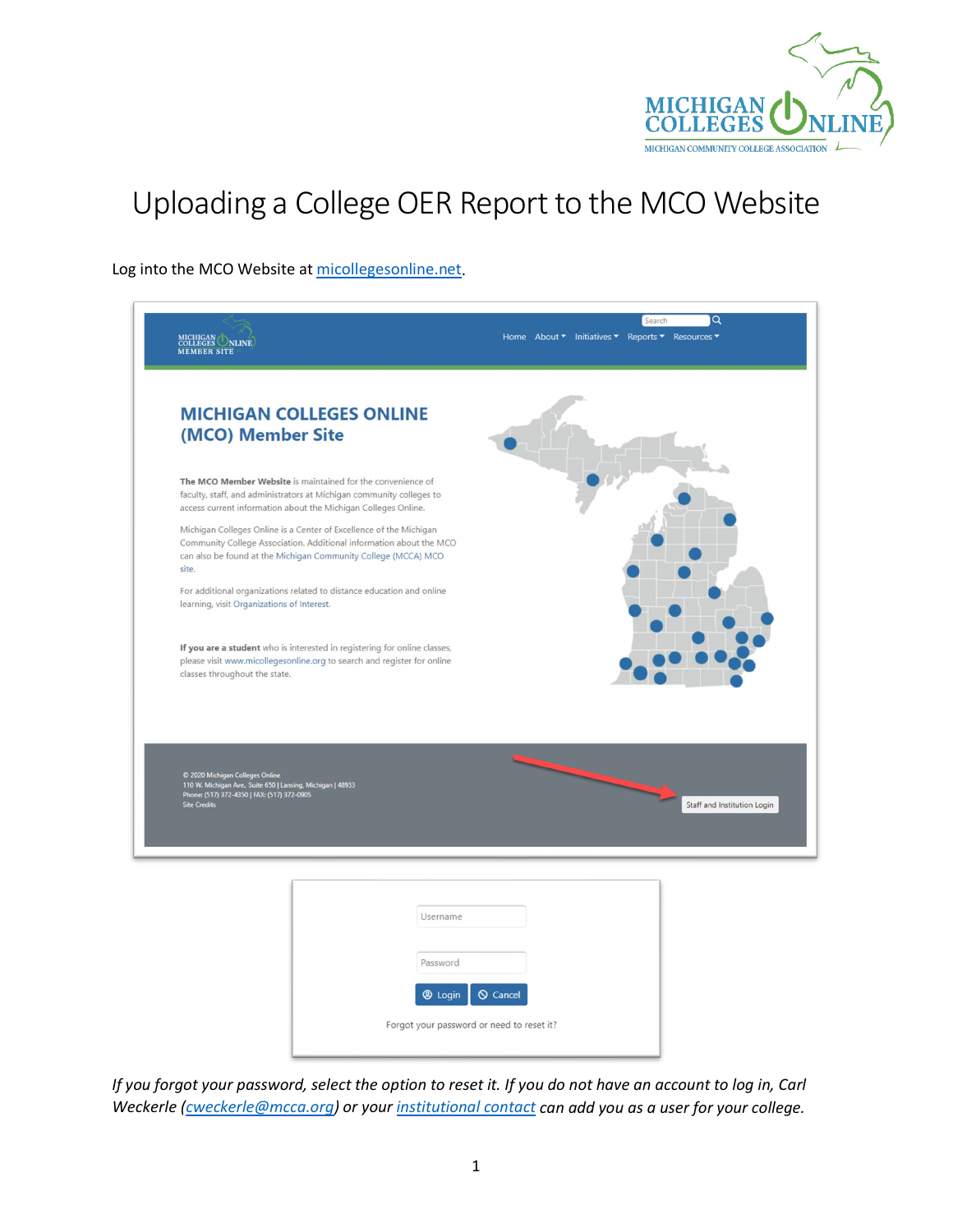# Uploading a College OER Report to the MCO Website

Log into the MCO Website at [micollegesonline.net](micollegesonline.net).

*If you forgot your password, select the option to reset it. If you do not have an account to log in, Carl Weckerle ([cweckerle@mcca.org](mailto:cweckerle@mcca.org)) or your [institutional contact](#) can add you as a user for your college.*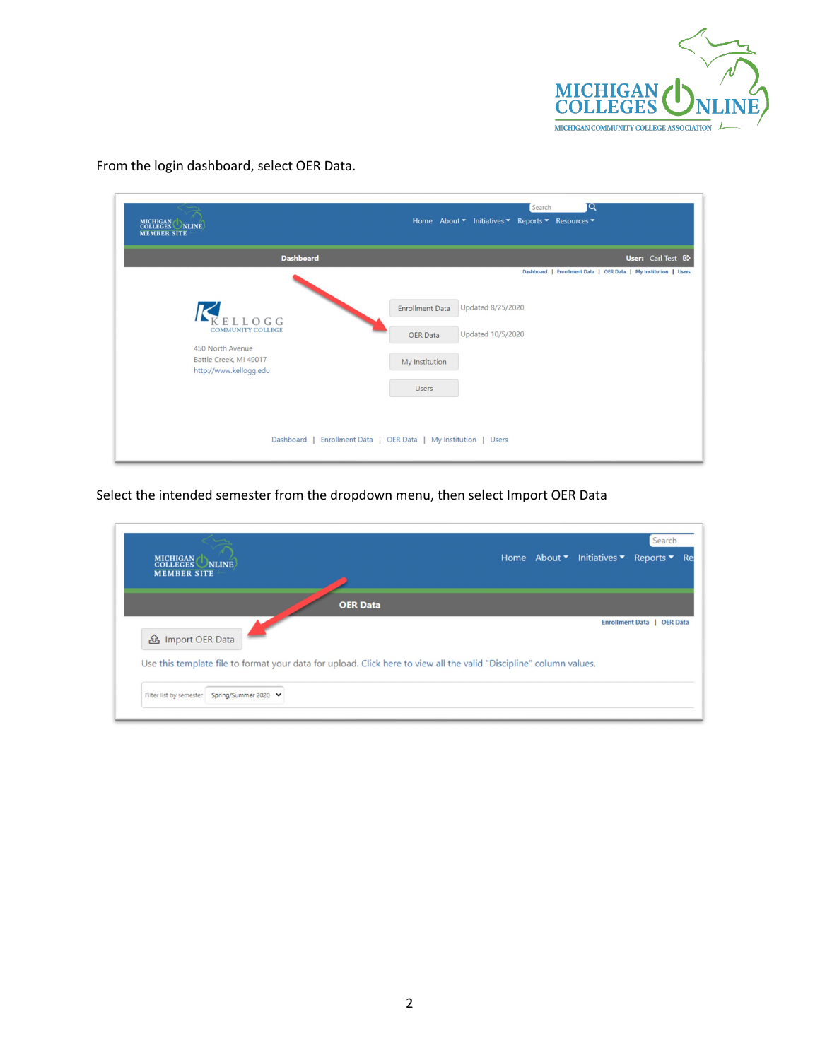From the login dashboard, select OER Data.

Select the intended semester from the dropdown menu, then select Import OER Data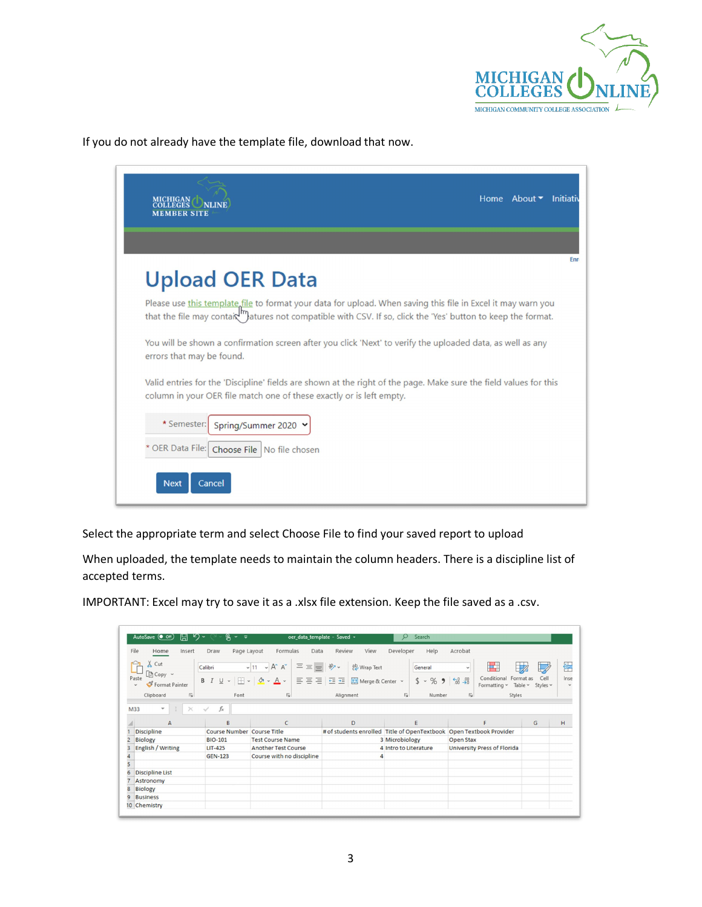If you do not already have the template file, download that now.

# Upload OER Data

Please use this template file to format your data for upload. When saving this file in Excel it may warn you that the file may contain features not compatible with CSV. If so, click the 'Yes' button to keep the format.

You will be shown a confirmation screen after you click 'Next' to verify the uploaded data, as well as any errors that may be found.

Valid entries for the 'Discipline' fields are shown at the right of the page. Make sure the field values for this column in your OER file match one of these exactly or is left empty.

\* Semester: Spring/Summer 2020

\* OER Data File: Choose File No file chosen

Next Cancel

Select the appropriate term and select Choose File to find your saved report to upload

When uploaded, the template needs to maintain the column headers. There is a discipline list of accepted terms.

IMPORTANT: Excel may try to save it as a .xlsx file extension. Keep the file saved as a .csv.

| | A | B | C | D | E | F | G | H |
|---|---|---|---|---|---|---|---|---|
| 1 | Discipline | Course Number | Course Title | # of students enrolled | Title of OpenTextbook | Open Textbook Provider | | |
| 2 | Biology | BIO-101 | Test Course Name | 3 | Microbiology | Open Stax | | |
| 3 | English / Writing | LIT-425 | Another Test Course | 4 | Intro to Literature | University Press of Florida | | |
| 4 | | GEN-123 | Course with no discipline | 4 | | | | |
| 5 | | | | | | | | |
| 6 | Discipline List | | | | | | | |
| 7 | Astronomy | | | | | | | |
| 8 | Biology | | | | | | | |
| 9 | Business | | | | | | | |
| 10 | Chemistry | | | | | | | |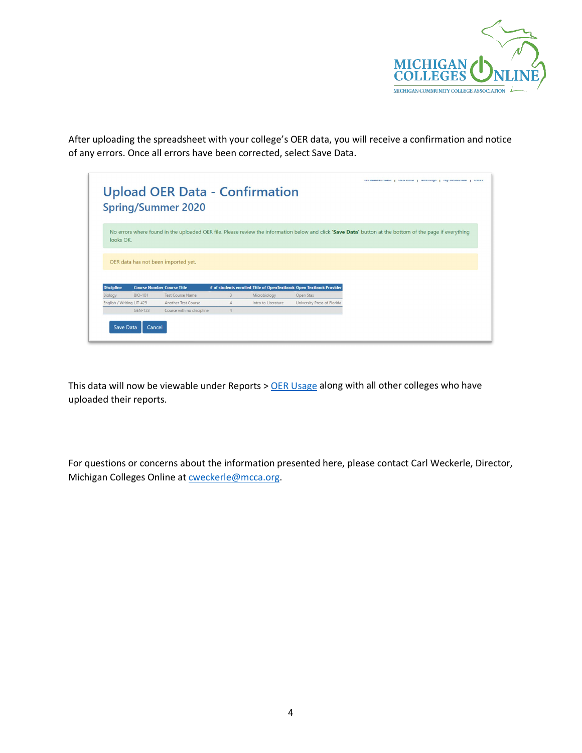After uploading the spreadsheet with your college's OER data, you will receive a confirmation and notice of any errors. Once all errors have been corrected, select Save Data.

# Upload OER Data - Confirmation

## Spring/Summer 2020

No errors where found in the uploaded OER file. Please review the information below and click '**Save Data**' button at the bottom of the page if everything looks OK.

OER data has not been imported yet.

| Discipline | Course Number | Course Title | # of students enrolled | Title of OpenTextbook | Open Textbook Provider |
|---|---|---|---|---|---|
| Biology | BIO-101 | Test Course Name | 3 | Microbiology | Open Stax |
| English / Writing | LIT-425 | Another Test Course | 4 | Intro to Literature | University Press of Florida |
| | GEN-123 | Course with no discipline | 4 | | |

Save Data | Cancel

This data will now be viewable under Reports > OER Usage along with all other colleges who have uploaded their reports.

For questions or concerns about the information presented here, please contact Carl Weckerle, Director, Michigan Colleges Online at cweckerle@mcca.org.